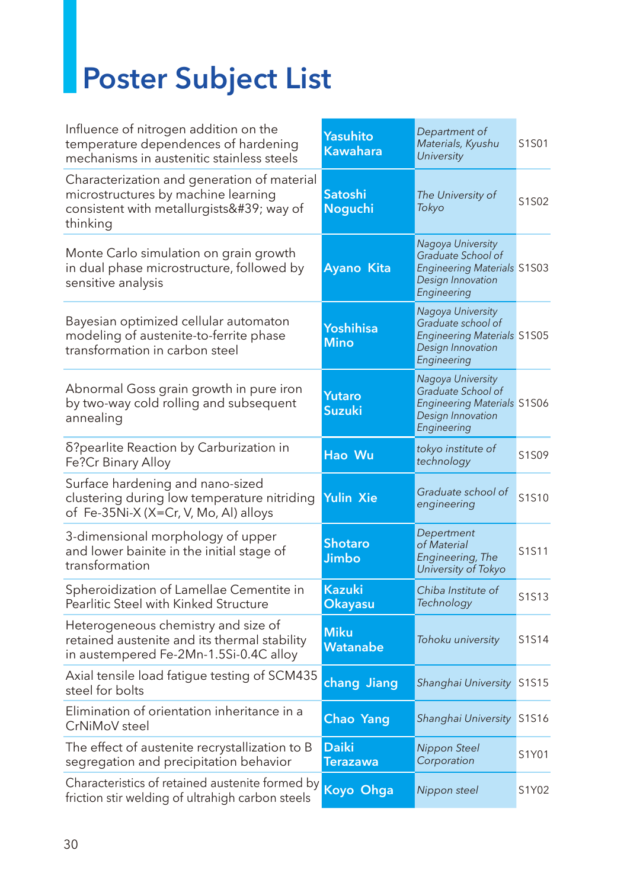# Poster Subject List

| Title | Presenter | Affiliation | No. |
|---|---|---|---|
| Influence of nitrogen addition on the temperature dependences of hardening mechanisms in austenitic stainless steels | **Yasuhito Kawahara** | *Department of Materials, Kyushu University* | S1S01 |
| Characterization and generation of material microstructures by machine learning consistent with metallurgists&#39; way of thinking | **Satoshi Noguchi** | *The University of Tokyo* | S1S02 |
| Monte Carlo simulation on grain growth in dual phase microstructure, followed by sensitive analysis | **Ayano Kita** | *Nagoya University Graduate School of Engineering Materials Design Innovation Engineering* | S1S03 |
| Bayesian optimized cellular automaton modeling of austenite-to-ferrite phase transformation in carbon steel | **Yoshihisa Mino** | *Nagoya University Graduate school of Engineering Materials Design Innovation Engineering* | S1S05 |
| Abnormal Goss grain growth in pure iron by two-way cold rolling and subsequent annealing | **Yutaro Suzuki** | *Nagoya University Graduate School of Engineering Materials Design Innovation Engineering* | S1S06 |
| δ?pearlite Reaction by Carburization in Fe?Cr Binary Alloy | **Hao Wu** | *tokyo institute of technology* | S1S09 |
| Surface hardening and nano-sized clustering during low temperature nitriding of Fe-35Ni-X (X=Cr, V, Mo, Al) alloys | **Yulin Xie** | *Graduate school of engineering* | S1S10 |
| 3-dimensional morphology of upper and lower bainite in the initial stage of transformation | **Shotaro Jimbo** | *Depertment of Material Engineering, The University of Tokyo* | S1S11 |
| Spheroidization of Lamellae Cementite in Pearlitic Steel with Kinked Structure | **Kazuki Okayasu** | *Chiba Institute of Technology* | S1S13 |
| Heterogeneous chemistry and size of retained austenite and its thermal stability in austempered Fe-2Mn-1.5Si-0.4C alloy | **Miku Watanabe** | *Tohoku university* | S1S14 |
| Axial tensile load fatigue testing of SCM435 steel for bolts | **chang Jiang** | *Shanghai University* | S1S15 |
| Elimination of orientation inheritance in a CrNiMoV steel | **Chao Yang** | *Shanghai University* | S1S16 |
| The effect of austenite recrystallization to B segregation and precipitation behavior | **Daiki Terazawa** | *Nippon Steel Corporation* | S1Y01 |
| Characteristics of retained austenite formed by friction stir welding of ultrahigh carbon steels | **Koyo Ohga** | *Nippon steel* | S1Y02 |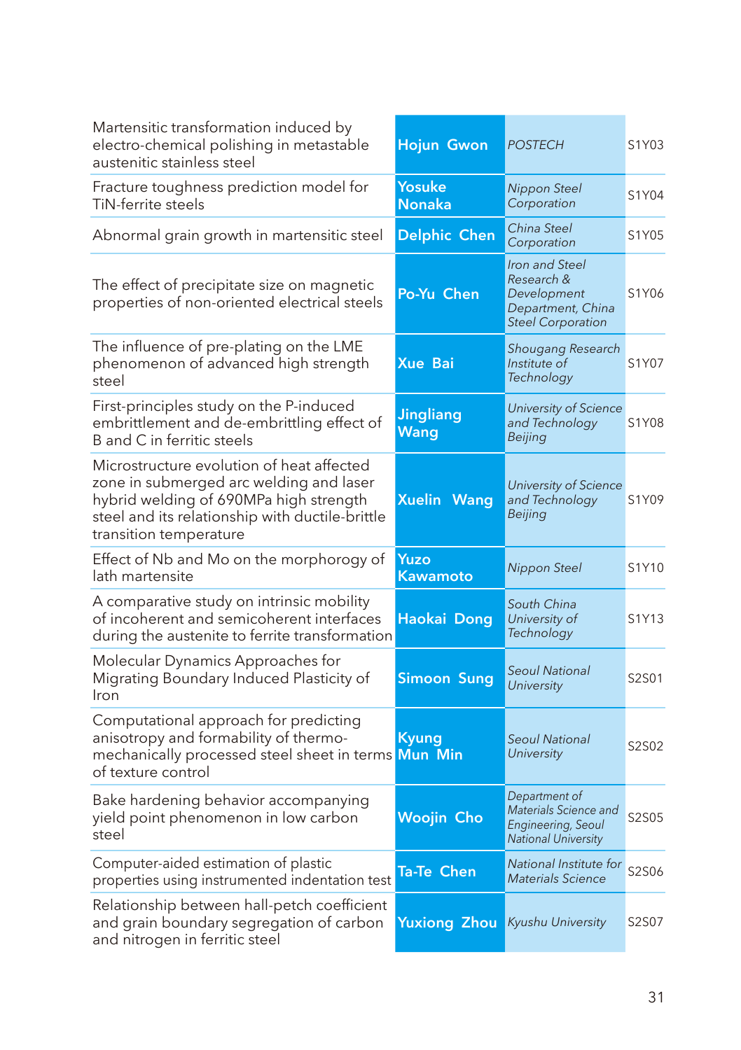| | | | |
|---|---|---|---|
| Martensitic transformation induced by electro-chemical polishing in metastable austenitic stainless steel | **Hojun Gwon** | *POSTECH* | S1Y03 |
| Fracture toughness prediction model for TiN-ferrite steels | **Yosuke Nonaka** | *Nippon Steel Corporation* | S1Y04 |
| Abnormal grain growth in martensitic steel | **Delphic Chen** | *China Steel Corporation* | S1Y05 |
| The effect of precipitate size on magnetic properties of non-oriented electrical steels | **Po-Yu Chen** | *Iron and Steel Research & Development Department, China Steel Corporation* | S1Y06 |
| The influence of pre-plating on the LME phenomenon of advanced high strength steel | **Xue Bai** | *Shougang Research Institute of Technology* | S1Y07 |
| First-principles study on the P-induced embrittlement and de-embrittling effect of B and C in ferritic steels | **Jingliang Wang** | *University of Science and Technology Beijing* | S1Y08 |
| Microstructure evolution of heat affected zone in submerged arc welding and laser hybrid welding of 690MPa high strength steel and its relationship with ductile-brittle transition temperature | **Xuelin Wang** | *University of Science and Technology Beijing* | S1Y09 |
| Effect of Nb and Mo on the morphorogy of lath martensite | **Yuzo Kawamoto** | *Nippon Steel* | S1Y10 |
| A comparative study on intrinsic mobility of incoherent and semicoherent interfaces during the austenite to ferrite transformation | **Haokai Dong** | *South China University of Technology* | S1Y13 |
| Molecular Dynamics Approaches for Migrating Boundary Induced Plasticity of Iron | **Simoon Sung** | *Seoul National University* | S2S01 |
| Computational approach for predicting anisotropy and formability of thermo-mechanically processed steel sheet in terms of texture control | **Kyung Mun Min** | *Seoul National University* | S2S02 |
| Bake hardening behavior accompanying yield point phenomenon in low carbon steel | **Woojin Cho** | *Department of Materials Science and Engineering, Seoul National University* | S2S05 |
| Computer-aided estimation of plastic properties using instrumented indentation test | **Ta-Te Chen** | *National Institute for Materials Science* | S2S06 |
| Relationship between hall-petch coefficient and grain boundary segregation of carbon and nitrogen in ferritic steel | **Yuxiong Zhou** | *Kyushu University* | S2S07 |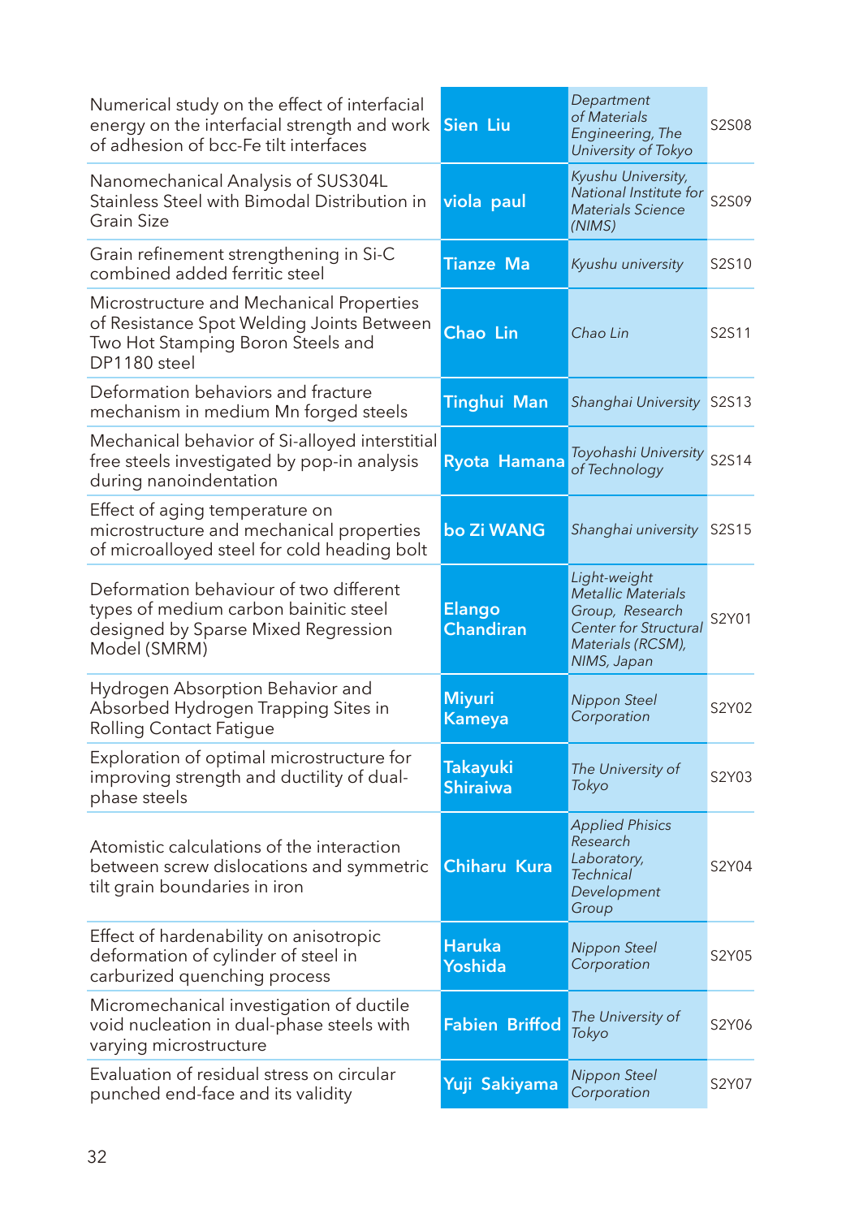| | | | |
|---|---|---|---|
| Numerical study on the effect of interfacial energy on the interfacial strength and work of adhesion of bcc-Fe tilt interfaces | **Sien Liu** | *Department of Materials Engineering, The University of Tokyo* | S2S08 |
| Nanomechanical Analysis of SUS304L Stainless Steel with Bimodal Distribution in Grain Size | **viola paul** | *Kyushu University, National Institute for Materials Science (NIMS)* | S2S09 |
| Grain refinement strengthening in Si-C combined added ferritic steel | **Tianze Ma** | *Kyushu university* | S2S10 |
| Microstructure and Mechanical Properties of Resistance Spot Welding Joints Between Two Hot Stamping Boron Steels and DP1180 steel | **Chao Lin** | *Chao Lin* | S2S11 |
| Deformation behaviors and fracture mechanism in medium Mn forged steels | **Tinghui Man** | *Shanghai University* | S2S13 |
| Mechanical behavior of Si-alloyed interstitial free steels investigated by pop-in analysis during nanoindentation | **Ryota Hamana** | *Toyohashi University of Technology* | S2S14 |
| Effect of aging temperature on microstructure and mechanical properties of microalloyed steel for cold heading bolt | **bo Zi WANG** | *Shanghai university* | S2S15 |
| Deformation behaviour of two different types of medium carbon bainitic steel designed by Sparse Mixed Regression Model (SMRM) | **Elango Chandiran** | *Light-weight Metallic Materials Group, Research Center for Structural Materials (RCSM), NIMS, Japan* | S2Y01 |
| Hydrogen Absorption Behavior and Absorbed Hydrogen Trapping Sites in Rolling Contact Fatigue | **Miyuri Kameya** | *Nippon Steel Corporation* | S2Y02 |
| Exploration of optimal microstructure for improving strength and ductility of dual-phase steels | **Takayuki Shiraiwa** | *The University of Tokyo* | S2Y03 |
| Atomistic calculations of the interaction between screw dislocations and symmetric tilt grain boundaries in iron | **Chiharu Kura** | *Applied Phisics Research Laboratory, Technical Development Group* | S2Y04 |
| Effect of hardenability on anisotropic deformation of cylinder of steel in carburized quenching process | **Haruka Yoshida** | *Nippon Steel Corporation* | S2Y05 |
| Micromechanical investigation of ductile void nucleation in dual-phase steels with varying microstructure | **Fabien Briffod** | *The University of Tokyo* | S2Y06 |
| Evaluation of residual stress on circular punched end-face and its validity | **Yuji Sakiyama** | *Nippon Steel Corporation* | S2Y07 |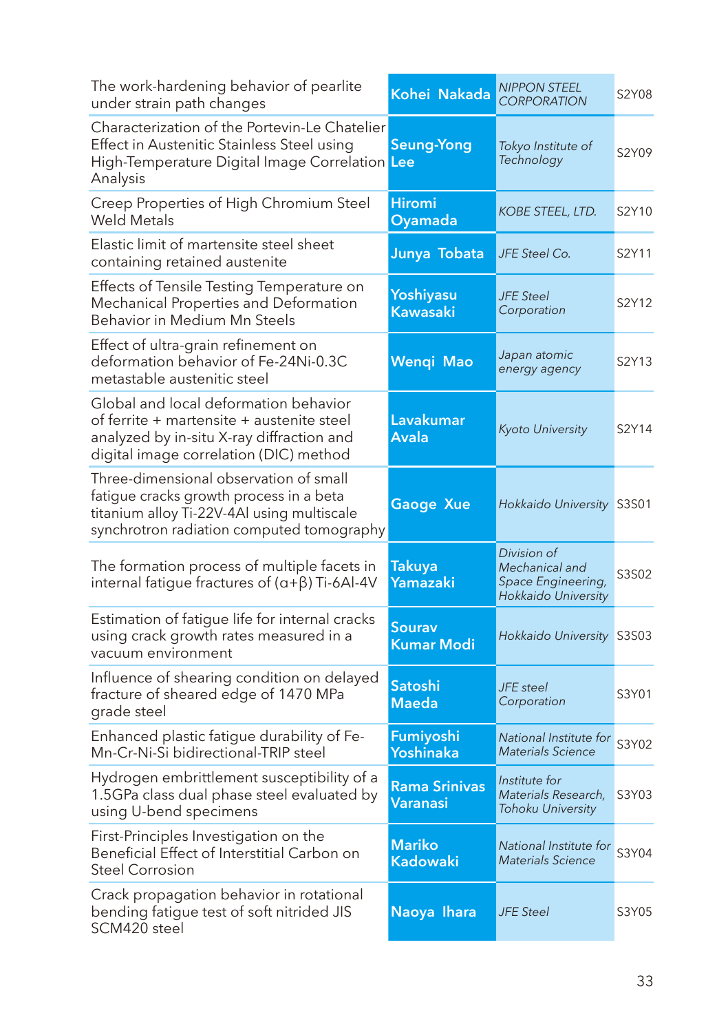| | | | |
|---|---|---|---|
| The work-hardening behavior of pearlite under strain path changes | **Kohei Nakada** | *NIPPON STEEL CORPORATION* | S2Y08 |
| Characterization of the Portevin-Le Chatelier Effect in Austenitic Stainless Steel using High-Temperature Digital Image Correlation Analysis | **Seung-Yong Lee** | *Tokyo Institute of Technology* | S2Y09 |
| Creep Properties of High Chromium Steel Weld Metals | **Hiromi Oyamada** | *KOBE STEEL, LTD.* | S2Y10 |
| Elastic limit of martensite steel sheet containing retained austenite | **Junya Tobata** | *JFE Steel Co.* | S2Y11 |
| Effects of Tensile Testing Temperature on Mechanical Properties and Deformation Behavior in Medium Mn Steels | **Yoshiyasu Kawasaki** | *JFE Steel Corporation* | S2Y12 |
| Effect of ultra-grain refinement on deformation behavior of Fe-24Ni-0.3C metastable austenitic steel | **Wenqi Mao** | *Japan atomic energy agency* | S2Y13 |
| Global and local deformation behavior of ferrite + martensite + austenite steel analyzed by in-situ X-ray diffraction and digital image correlation (DIC) method | **Lavakumar Avala** | *Kyoto University* | S2Y14 |
| Three-dimensional observation of small fatigue cracks growth process in a beta titanium alloy Ti-22V-4Al using multiscale synchrotron radiation computed tomography | **Gaoge Xue** | *Hokkaido University* | S3S01 |
| The formation process of multiple facets in internal fatigue fractures of (α+β) Ti-6Al-4V | **Takuya Yamazaki** | *Division of Mechanical and Space Engineering, Hokkaido University* | S3S02 |
| Estimation of fatigue life for internal cracks using crack growth rates measured in a vacuum environment | **Sourav Kumar Modi** | *Hokkaido University* | S3S03 |
| Influence of shearing condition on delayed fracture of sheared edge of 1470 MPa grade steel | **Satoshi Maeda** | *JFE steel Corporation* | S3Y01 |
| Enhanced plastic fatigue durability of Fe-Mn-Cr-Ni-Si bidirectional-TRIP steel | **Fumiyoshi Yoshinaka** | *National Institute for Materials Science* | S3Y02 |
| Hydrogen embrittlement susceptibility of a 1.5GPa class dual phase steel evaluated by using U-bend specimens | **Rama Srinivas Varanasi** | *Institute for Materials Research, Tohoku University* | S3Y03 |
| First-Principles Investigation on the Beneficial Effect of Interstitial Carbon on Steel Corrosion | **Mariko Kadowaki** | *National Institute for Materials Science* | S3Y04 |
| Crack propagation behavior in rotational bending fatigue test of soft nitrided JIS SCM420 steel | **Naoya Ihara** | *JFE Steel* | S3Y05 |